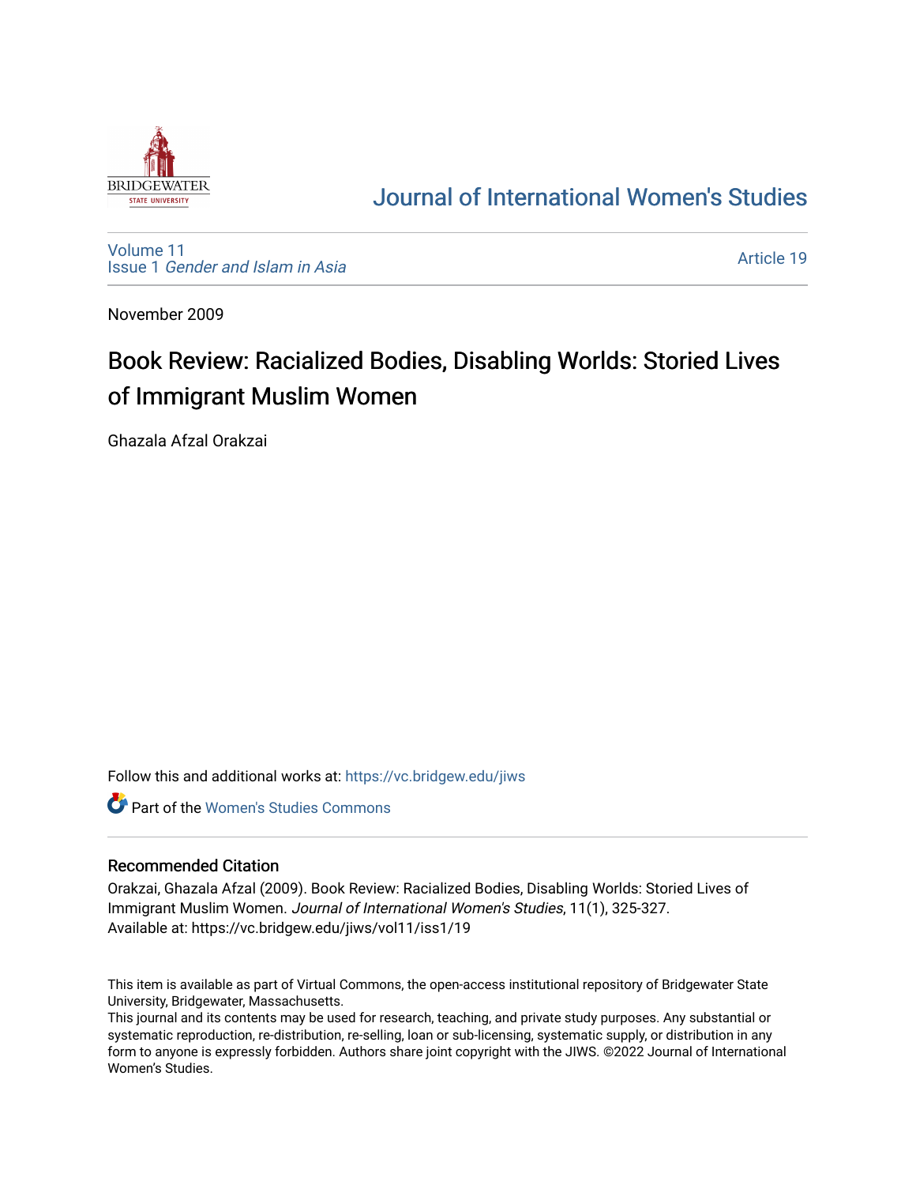# Journal of International Women's Studies

Volume 11
Issue 1 *Gender and Islam in Asia*

Article 19

November 2009

# Book Review: Racialized Bodies, Disabling Worlds: Storied Lives of Immigrant Muslim Women

Ghazala Afzal Orakzai

Follow this and additional works at: https://vc.bridgew.edu/jiws

Part of the Women's Studies Commons

## Recommended Citation

Orakzai, Ghazala Afzal (2009). Book Review: Racialized Bodies, Disabling Worlds: Storied Lives of Immigrant Muslim Women. *Journal of International Women's Studies*, 11(1), 325-327.
Available at: https://vc.bridgew.edu/jiws/vol11/iss1/19

This item is available as part of Virtual Commons, the open-access institutional repository of Bridgewater State University, Bridgewater, Massachusetts.
This journal and its contents may be used for research, teaching, and private study purposes. Any substantial or systematic reproduction, re-distribution, re-selling, loan or sub-licensing, systematic supply, or distribution in any form to anyone is expressly forbidden. Authors share joint copyright with the JIWS. ©2022 Journal of International Women's Studies.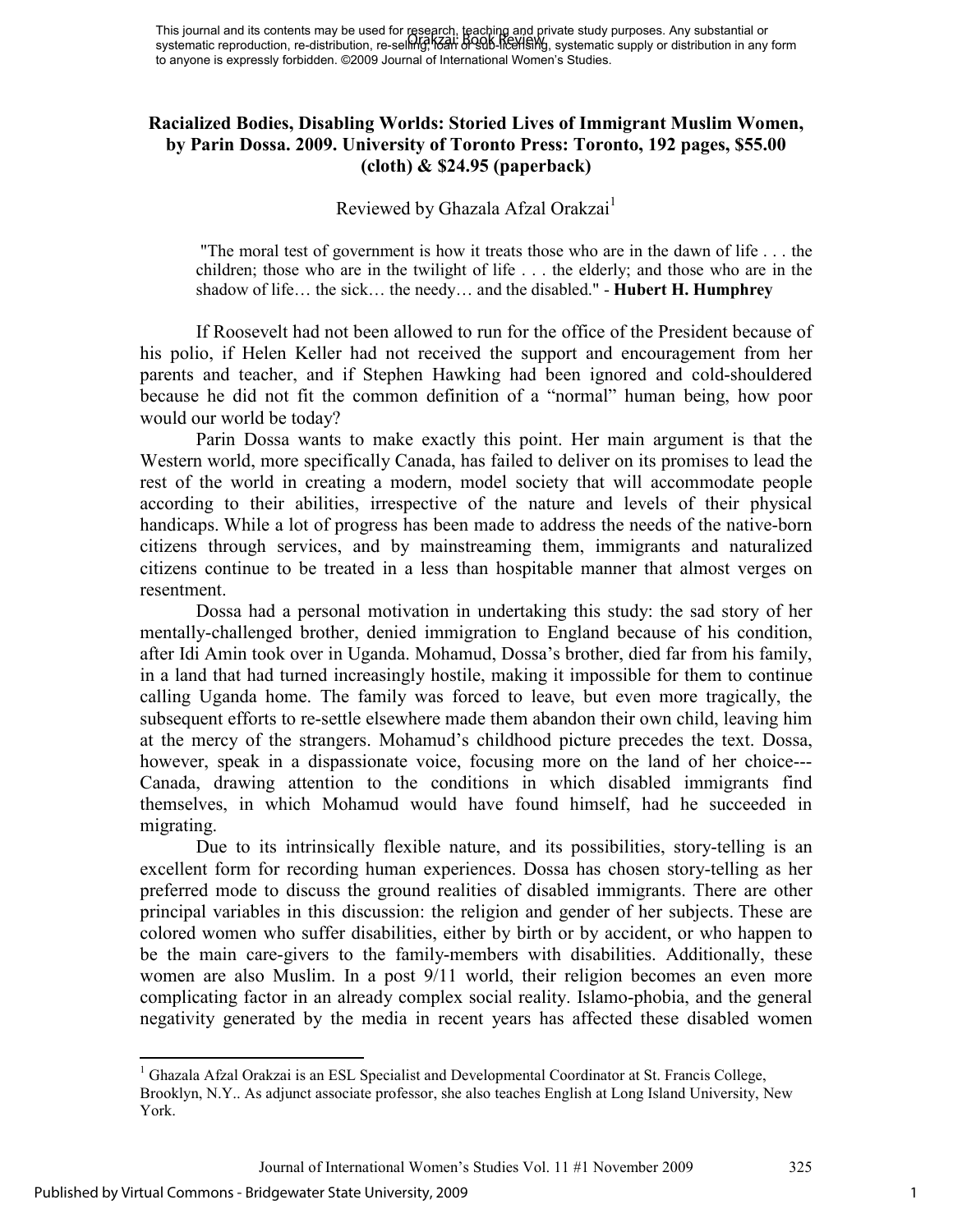# Racialized Bodies, Disabling Worlds: Storied Lives of Immigrant Muslim Women, by Parin Dossa. 2009. University of Toronto Press: Toronto, 192 pages, $55.00 (cloth) & $24.95 (paperback)

Reviewed by Ghazala Afzal Orakzai[1]

> "The moral test of government is how it treats those who are in the dawn of life . . . the children; those who are in the twilight of life . . . the elderly; and those who are in the shadow of life… the sick… the needy… and the disabled." - **Hubert H. Humphrey**

If Roosevelt had not been allowed to run for the office of the President because of his polio, if Helen Keller had not received the support and encouragement from her parents and teacher, and if Stephen Hawking had been ignored and cold-shouldered because he did not fit the common definition of a "normal" human being, how poor would our world be today?

Parin Dossa wants to make exactly this point. Her main argument is that the Western world, more specifically Canada, has failed to deliver on its promises to lead the rest of the world in creating a modern, model society that will accommodate people according to their abilities, irrespective of the nature and levels of their physical handicaps. While a lot of progress has been made to address the needs of the native-born citizens through services, and by mainstreaming them, immigrants and naturalized citizens continue to be treated in a less than hospitable manner that almost verges on resentment.

Dossa had a personal motivation in undertaking this study: the sad story of her mentally-challenged brother, denied immigration to England because of his condition, after Idi Amin took over in Uganda. Mohamud, Dossa's brother, died far from his family, in a land that had turned increasingly hostile, making it impossible for them to continue calling Uganda home. The family was forced to leave, but even more tragically, the subsequent efforts to re-settle elsewhere made them abandon their own child, leaving him at the mercy of the strangers. Mohamud's childhood picture precedes the text. Dossa, however, speak in a dispassionate voice, focusing more on the land of her choice---Canada, drawing attention to the conditions in which disabled immigrants find themselves, in which Mohamud would have found himself, had he succeeded in migrating.

Due to its intrinsically flexible nature, and its possibilities, story-telling is an excellent form for recording human experiences. Dossa has chosen story-telling as her preferred mode to discuss the ground realities of disabled immigrants. There are other principal variables in this discussion: the religion and gender of her subjects. These are colored women who suffer disabilities, either by birth or by accident, or who happen to be the main care-givers to the family-members with disabilities. Additionally, these women are also Muslim. In a post 9/11 world, their religion becomes an even more complicating factor in an already complex social reality. Islamo-phobia, and the general negativity generated by the media in recent years has affected these disabled women

[1] Ghazala Afzal Orakzai is an ESL Specialist and Developmental Coordinator at St. Francis College, Brooklyn, N.Y.. As adjunct associate professor, she also teaches English at Long Island University, New York.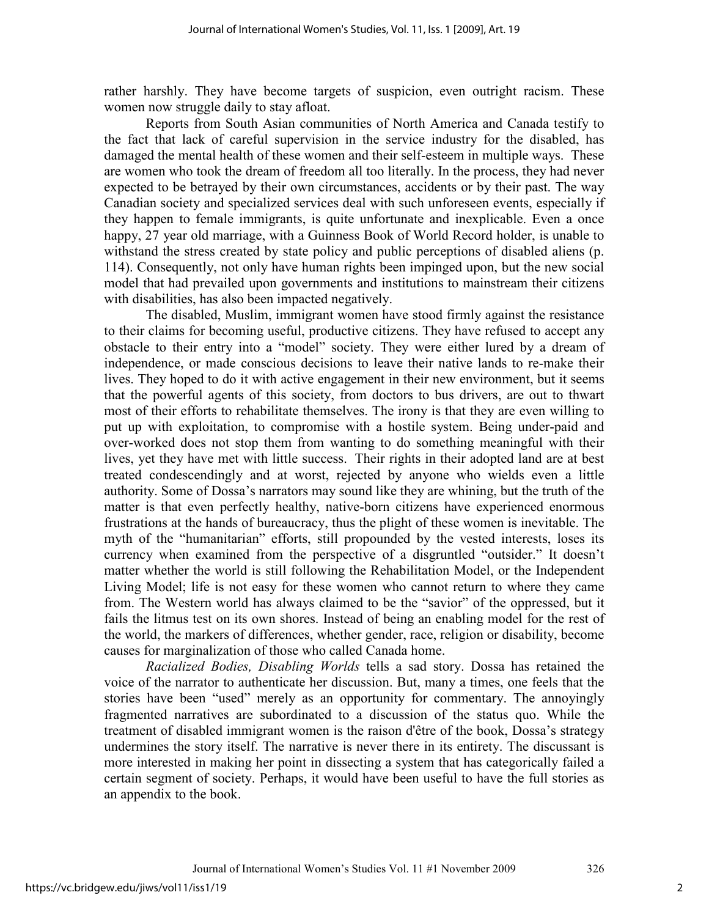rather harshly. They have become targets of suspicion, even outright racism. These women now struggle daily to stay afloat.

Reports from South Asian communities of North America and Canada testify to the fact that lack of careful supervision in the service industry for the disabled, has damaged the mental health of these women and their self-esteem in multiple ways. These are women who took the dream of freedom all too literally. In the process, they had never expected to be betrayed by their own circumstances, accidents or by their past. The way Canadian society and specialized services deal with such unforeseen events, especially if they happen to female immigrants, is quite unfortunate and inexplicable. Even a once happy, 27 year old marriage, with a Guinness Book of World Record holder, is unable to withstand the stress created by state policy and public perceptions of disabled aliens (p. 114). Consequently, not only have human rights been impinged upon, but the new social model that had prevailed upon governments and institutions to mainstream their citizens with disabilities, has also been impacted negatively.

The disabled, Muslim, immigrant women have stood firmly against the resistance to their claims for becoming useful, productive citizens. They have refused to accept any obstacle to their entry into a "model" society. They were either lured by a dream of independence, or made conscious decisions to leave their native lands to re-make their lives. They hoped to do it with active engagement in their new environment, but it seems that the powerful agents of this society, from doctors to bus drivers, are out to thwart most of their efforts to rehabilitate themselves. The irony is that they are even willing to put up with exploitation, to compromise with a hostile system. Being under-paid and over-worked does not stop them from wanting to do something meaningful with their lives, yet they have met with little success. Their rights in their adopted land are at best treated condescendingly and at worst, rejected by anyone who wields even a little authority. Some of Dossa's narrators may sound like they are whining, but the truth of the matter is that even perfectly healthy, native-born citizens have experienced enormous frustrations at the hands of bureaucracy, thus the plight of these women is inevitable. The myth of the "humanitarian" efforts, still propounded by the vested interests, loses its currency when examined from the perspective of a disgruntled "outsider." It doesn't matter whether the world is still following the Rehabilitation Model, or the Independent Living Model; life is not easy for these women who cannot return to where they came from. The Western world has always claimed to be the "savior" of the oppressed, but it fails the litmus test on its own shores. Instead of being an enabling model for the rest of the world, the markers of differences, whether gender, race, religion or disability, become causes for marginalization of those who called Canada home.

*Racialized Bodies, Disabling Worlds* tells a sad story. Dossa has retained the voice of the narrator to authenticate her discussion. But, many a times, one feels that the stories have been "used" merely as an opportunity for commentary. The annoyingly fragmented narratives are subordinated to a discussion of the status quo. While the treatment of disabled immigrant women is the raison d'être of the book, Dossa's strategy undermines the story itself. The narrative is never there in its entirety. The discussant is more interested in making her point in dissecting a system that has categorically failed a certain segment of society. Perhaps, it would have been useful to have the full stories as an appendix to the book.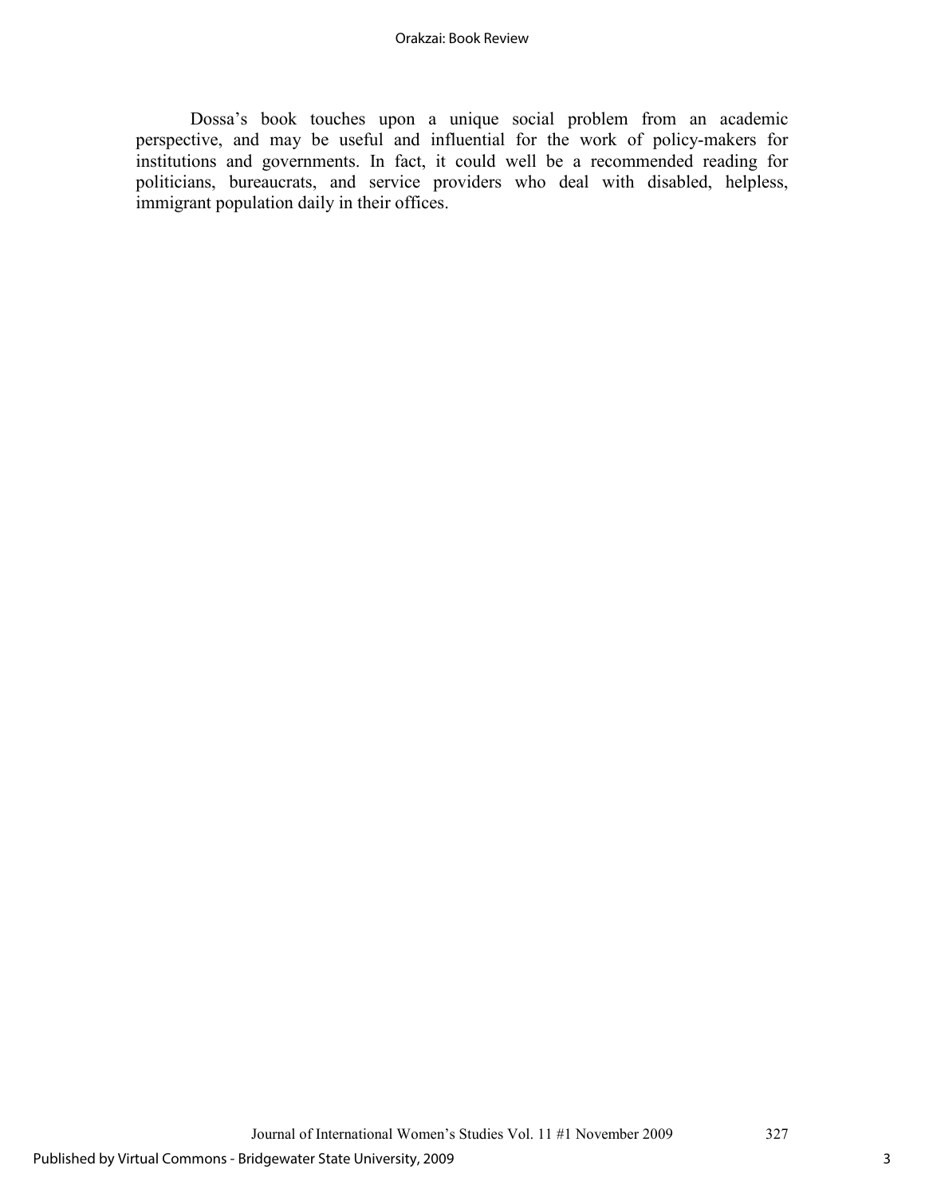Dossa's book touches upon a unique social problem from an academic perspective, and may be useful and influential for the work of policy-makers for institutions and governments. In fact, it could well be a recommended reading for politicians, bureaucrats, and service providers who deal with disabled, helpless, immigrant population daily in their offices.